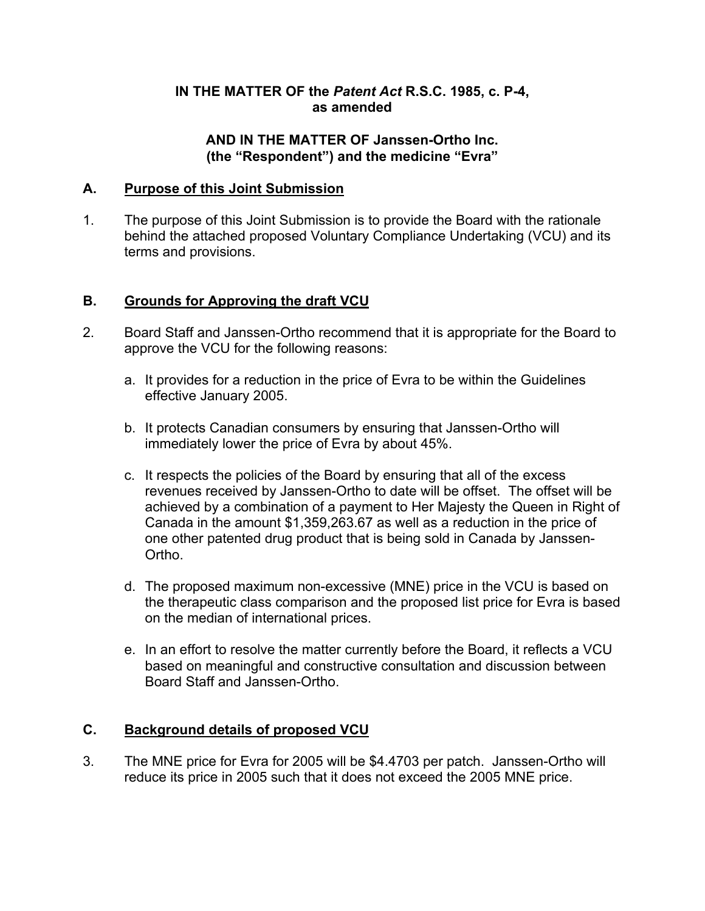**IN THE MATTER OF the *Patent Act* R.S.C. 1985, c. P-4, as amended**

**AND IN THE MATTER OF Janssen-Ortho Inc. (the "Respondent") and the medicine "Evra"**

## A. Purpose of this Joint Submission

1. The purpose of this Joint Submission is to provide the Board with the rationale behind the attached proposed Voluntary Compliance Undertaking (VCU) and its terms and provisions.

## B. Grounds for Approving the draft VCU

2. Board Staff and Janssen-Ortho recommend that it is appropriate for the Board to approve the VCU for the following reasons:

   a. It provides for a reduction in the price of Evra to be within the Guidelines effective January 2005.

   b. It protects Canadian consumers by ensuring that Janssen-Ortho will immediately lower the price of Evra by about 45%.

   c. It respects the policies of the Board by ensuring that all of the excess revenues received by Janssen-Ortho to date will be offset. The offset will be achieved by a combination of a payment to Her Majesty the Queen in Right of Canada in the amount $1,359,263.67 as well as a reduction in the price of one other patented drug product that is being sold in Canada by Janssen-Ortho.

   d. The proposed maximum non-excessive (MNE) price in the VCU is based on the therapeutic class comparison and the proposed list price for Evra is based on the median of international prices.

   e. In an effort to resolve the matter currently before the Board, it reflects a VCU based on meaningful and constructive consultation and discussion between Board Staff and Janssen-Ortho.

## C. Background details of proposed VCU

3. The MNE price for Evra for 2005 will be $4.4703 per patch. Janssen-Ortho will reduce its price in 2005 such that it does not exceed the 2005 MNE price.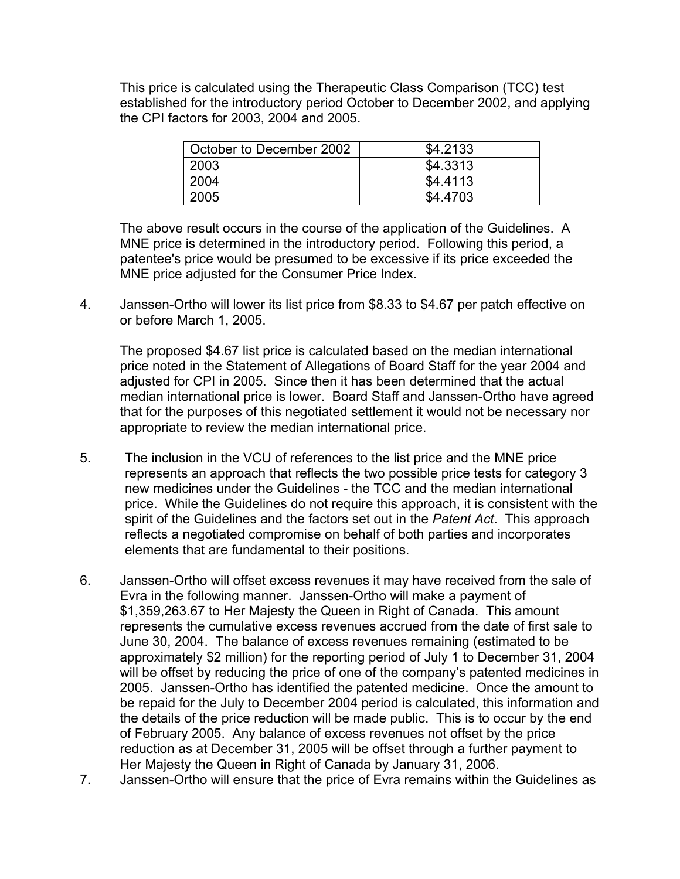This price is calculated using the Therapeutic Class Comparison (TCC) test established for the introductory period October to December 2002, and applying the CPI factors for 2003, 2004 and 2005.

| October to December 2002 | $4.2133 |
|---|---|
| 2003 | $4.3313 |
| 2004 | $4.4113 |
| 2005 | $4.4703 |

The above result occurs in the course of the application of the Guidelines. A MNE price is determined in the introductory period. Following this period, a patentee's price would be presumed to be excessive if its price exceeded the MNE price adjusted for the Consumer Price Index.

4. Janssen-Ortho will lower its list price from $8.33 to $4.67 per patch effective on or before March 1, 2005.

   The proposed $4.67 list price is calculated based on the median international price noted in the Statement of Allegations of Board Staff for the year 2004 and adjusted for CPI in 2005. Since then it has been determined that the actual median international price is lower. Board Staff and Janssen-Ortho have agreed that for the purposes of this negotiated settlement it would not be necessary nor appropriate to review the median international price.

5. The inclusion in the VCU of references to the list price and the MNE price represents an approach that reflects the two possible price tests for category 3 new medicines under the Guidelines - the TCC and the median international price. While the Guidelines do not require this approach, it is consistent with the spirit of the Guidelines and the factors set out in the *Patent Act*. This approach reflects a negotiated compromise on behalf of both parties and incorporates elements that are fundamental to their positions.

6. Janssen-Ortho will offset excess revenues it may have received from the sale of Evra in the following manner. Janssen-Ortho will make a payment of $1,359,263.67 to Her Majesty the Queen in Right of Canada. This amount represents the cumulative excess revenues accrued from the date of first sale to June 30, 2004. The balance of excess revenues remaining (estimated to be approximately $2 million) for the reporting period of July 1 to December 31, 2004 will be offset by reducing the price of one of the company's patented medicines in 2005. Janssen-Ortho has identified the patented medicine. Once the amount to be repaid for the July to December 2004 period is calculated, this information and the details of the price reduction will be made public. This is to occur by the end of February 2005. Any balance of excess revenues not offset by the price reduction as at December 31, 2005 will be offset through a further payment to Her Majesty the Queen in Right of Canada by January 31, 2006.

7. Janssen-Ortho will ensure that the price of Evra remains within the Guidelines as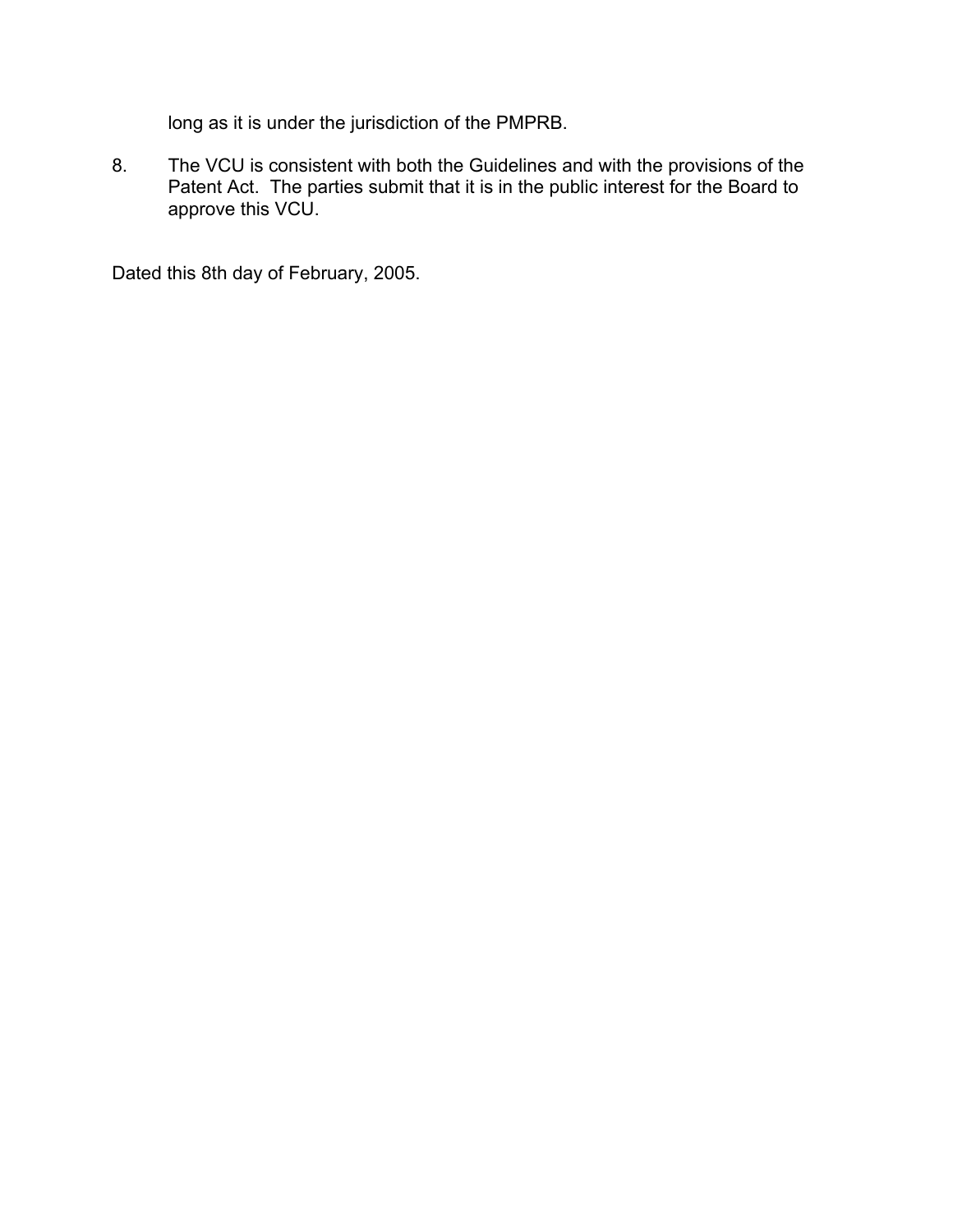long as it is under the jurisdiction of the PMPRB.

8. The VCU is consistent with both the Guidelines and with the provisions of the Patent Act. The parties submit that it is in the public interest for the Board to approve this VCU.

Dated this 8th day of February, 2005.